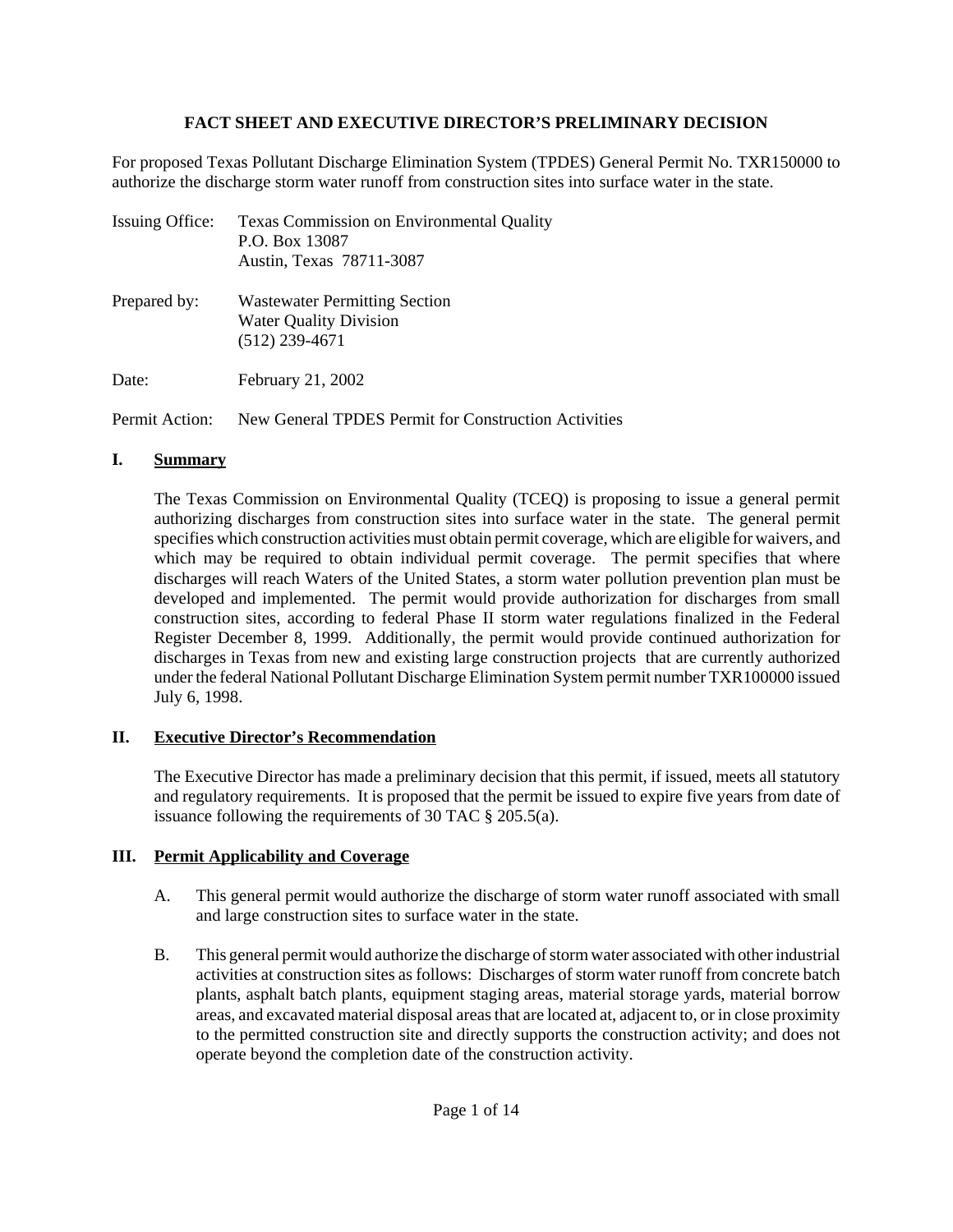# FACT SHEET AND EXECUTIVE DIRECTOR'S PRELIMINARY DECISION

For proposed Texas Pollutant Discharge Elimination System (TPDES) General Permit No. TXR150000 to authorize the discharge storm water runoff from construction sites into surface water in the state.

Issuing Office: Texas Commission on Environmental Quality
P.O. Box 13087
Austin, Texas 78711-3087

Prepared by: Wastewater Permitting Section
Water Quality Division
(512) 239-4671

Date: February 21, 2002

Permit Action: New General TPDES Permit for Construction Activities

## I. Summary

The Texas Commission on Environmental Quality (TCEQ) is proposing to issue a general permit authorizing discharges from construction sites into surface water in the state. The general permit specifies which construction activities must obtain permit coverage, which are eligible for waivers, and which may be required to obtain individual permit coverage. The permit specifies that where discharges will reach Waters of the United States, a storm water pollution prevention plan must be developed and implemented. The permit would provide authorization for discharges from small construction sites, according to federal Phase II storm water regulations finalized in the Federal Register December 8, 1999. Additionally, the permit would provide continued authorization for discharges in Texas from new and existing large construction projects that are currently authorized under the federal National Pollutant Discharge Elimination System permit number TXR100000 issued July 6, 1998.

## II. Executive Director's Recommendation

The Executive Director has made a preliminary decision that this permit, if issued, meets all statutory and regulatory requirements. It is proposed that the permit be issued to expire five years from date of issuance following the requirements of 30 TAC § 205.5(a).

## III. Permit Applicability and Coverage

A. This general permit would authorize the discharge of storm water runoff associated with small and large construction sites to surface water in the state.

B. This general permit would authorize the discharge of storm water associated with other industrial activities at construction sites as follows: Discharges of storm water runoff from concrete batch plants, asphalt batch plants, equipment staging areas, material storage yards, material borrow areas, and excavated material disposal areas that are located at, adjacent to, or in close proximity to the permitted construction site and directly supports the construction activity; and does not operate beyond the completion date of the construction activity.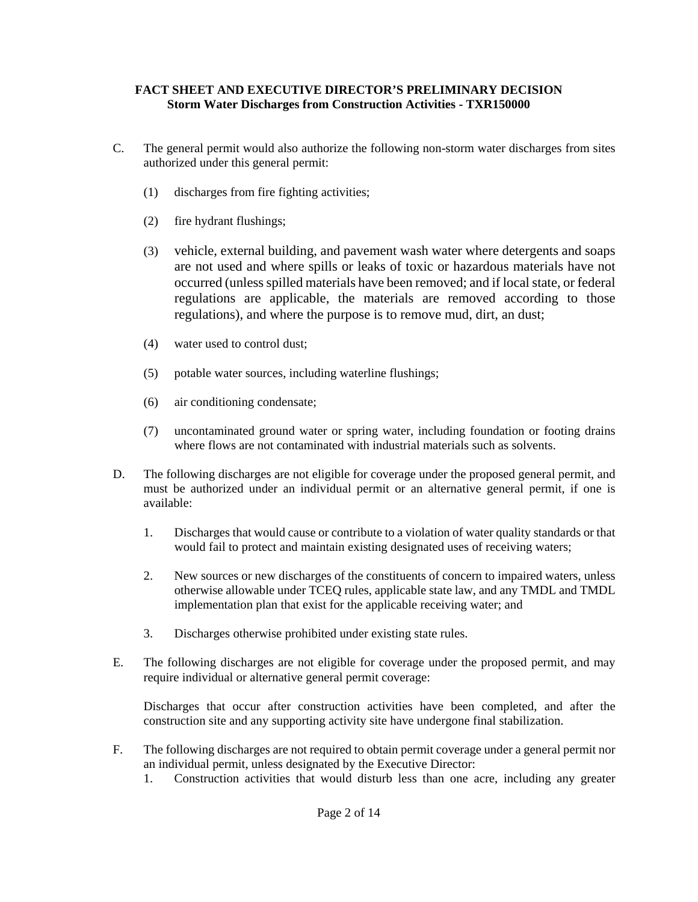**FACT SHEET AND EXECUTIVE DIRECTOR'S PRELIMINARY DECISION**
**Storm Water Discharges from Construction Activities - TXR150000**

C. The general permit would also authorize the following non-storm water discharges from sites authorized under this general permit:

   (1) discharges from fire fighting activities;

   (2) fire hydrant flushings;

   (3) vehicle, external building, and pavement wash water where detergents and soaps are not used and where spills or leaks of toxic or hazardous materials have not occurred (unless spilled materials have been removed; and if local state, or federal regulations are applicable, the materials are removed according to those regulations), and where the purpose is to remove mud, dirt, an dust;

   (4) water used to control dust;

   (5) potable water sources, including waterline flushings;

   (6) air conditioning condensate;

   (7) uncontaminated ground water or spring water, including foundation or footing drains where flows are not contaminated with industrial materials such as solvents.

D. The following discharges are not eligible for coverage under the proposed general permit, and must be authorized under an individual permit or an alternative general permit, if one is available:

   1. Discharges that would cause or contribute to a violation of water quality standards or that would fail to protect and maintain existing designated uses of receiving waters;

   2. New sources or new discharges of the constituents of concern to impaired waters, unless otherwise allowable under TCEQ rules, applicable state law, and any TMDL and TMDL implementation plan that exist for the applicable receiving water; and

   3. Discharges otherwise prohibited under existing state rules.

E. The following discharges are not eligible for coverage under the proposed permit, and may require individual or alternative general permit coverage:

   Discharges that occur after construction activities have been completed, and after the construction site and any supporting activity site have undergone final stabilization.

F. The following discharges are not required to obtain permit coverage under a general permit nor an individual permit, unless designated by the Executive Director:

   1. Construction activities that would disturb less than one acre, including any greater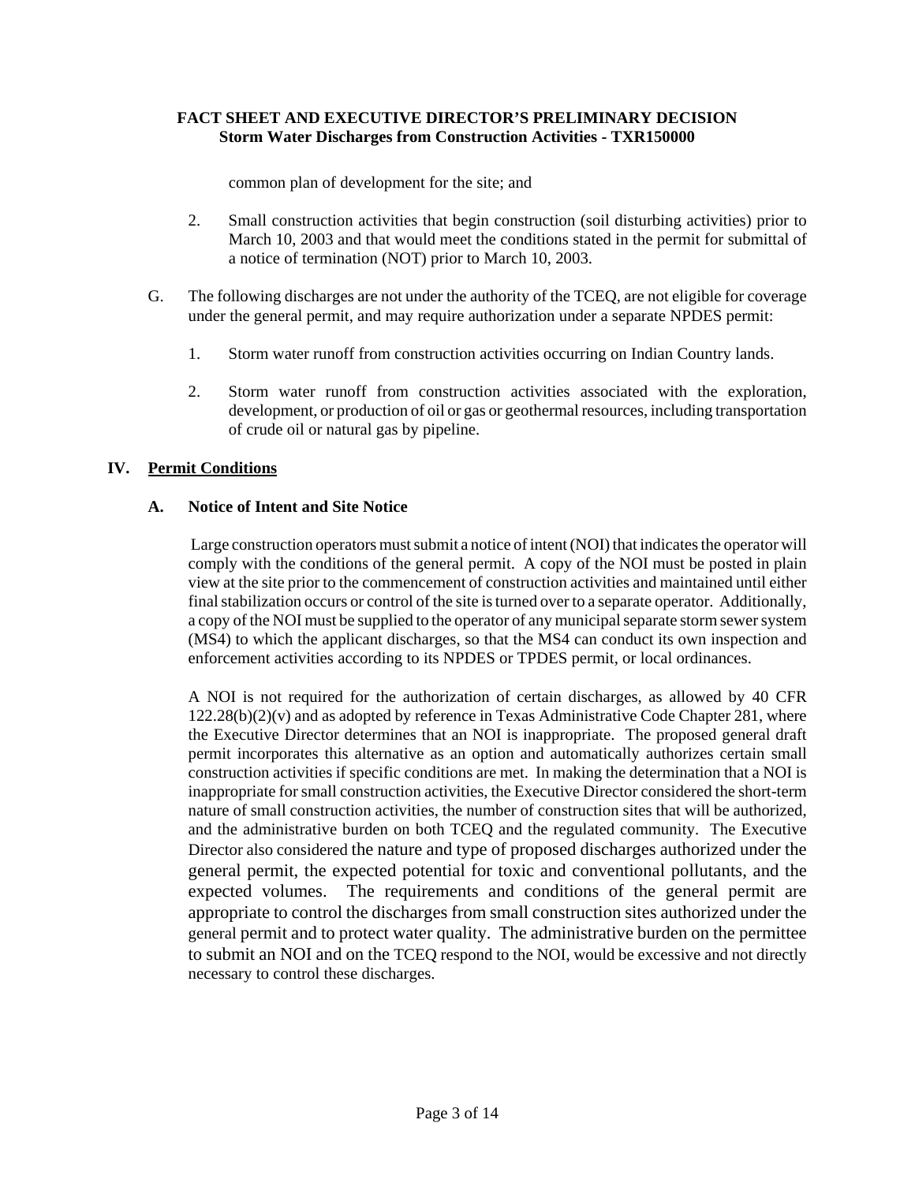common plan of development for the site; and

2. Small construction activities that begin construction (soil disturbing activities) prior to March 10, 2003 and that would meet the conditions stated in the permit for submittal of a notice of termination (NOT) prior to March 10, 2003.

G. The following discharges are not under the authority of the TCEQ, are not eligible for coverage under the general permit, and may require authorization under a separate NPDES permit:

1. Storm water runoff from construction activities occurring on Indian Country lands.

2. Storm water runoff from construction activities associated with the exploration, development, or production of oil or gas or geothermal resources, including transportation of crude oil or natural gas by pipeline.

## IV. Permit Conditions

### A. Notice of Intent and Site Notice

Large construction operators must submit a notice of intent (NOI) that indicates the operator will comply with the conditions of the general permit. A copy of the NOI must be posted in plain view at the site prior to the commencement of construction activities and maintained until either final stabilization occurs or control of the site is turned over to a separate operator. Additionally, a copy of the NOI must be supplied to the operator of any municipal separate storm sewer system (MS4) to which the applicant discharges, so that the MS4 can conduct its own inspection and enforcement activities according to its NPDES or TPDES permit, or local ordinances.

A NOI is not required for the authorization of certain discharges, as allowed by 40 CFR 122.28(b)(2)(v) and as adopted by reference in Texas Administrative Code Chapter 281, where the Executive Director determines that an NOI is inappropriate. The proposed general draft permit incorporates this alternative as an option and automatically authorizes certain small construction activities if specific conditions are met. In making the determination that a NOI is inappropriate for small construction activities, the Executive Director considered the short-term nature of small construction activities, the number of construction sites that will be authorized, and the administrative burden on both TCEQ and the regulated community. The Executive Director also considered the nature and type of proposed discharges authorized under the general permit, the expected potential for toxic and conventional pollutants, and the expected volumes. The requirements and conditions of the general permit are appropriate to control the discharges from small construction sites authorized under the general permit and to protect water quality. The administrative burden on the permittee to submit an NOI and on the TCEQ respond to the NOI, would be excessive and not directly necessary to control these discharges.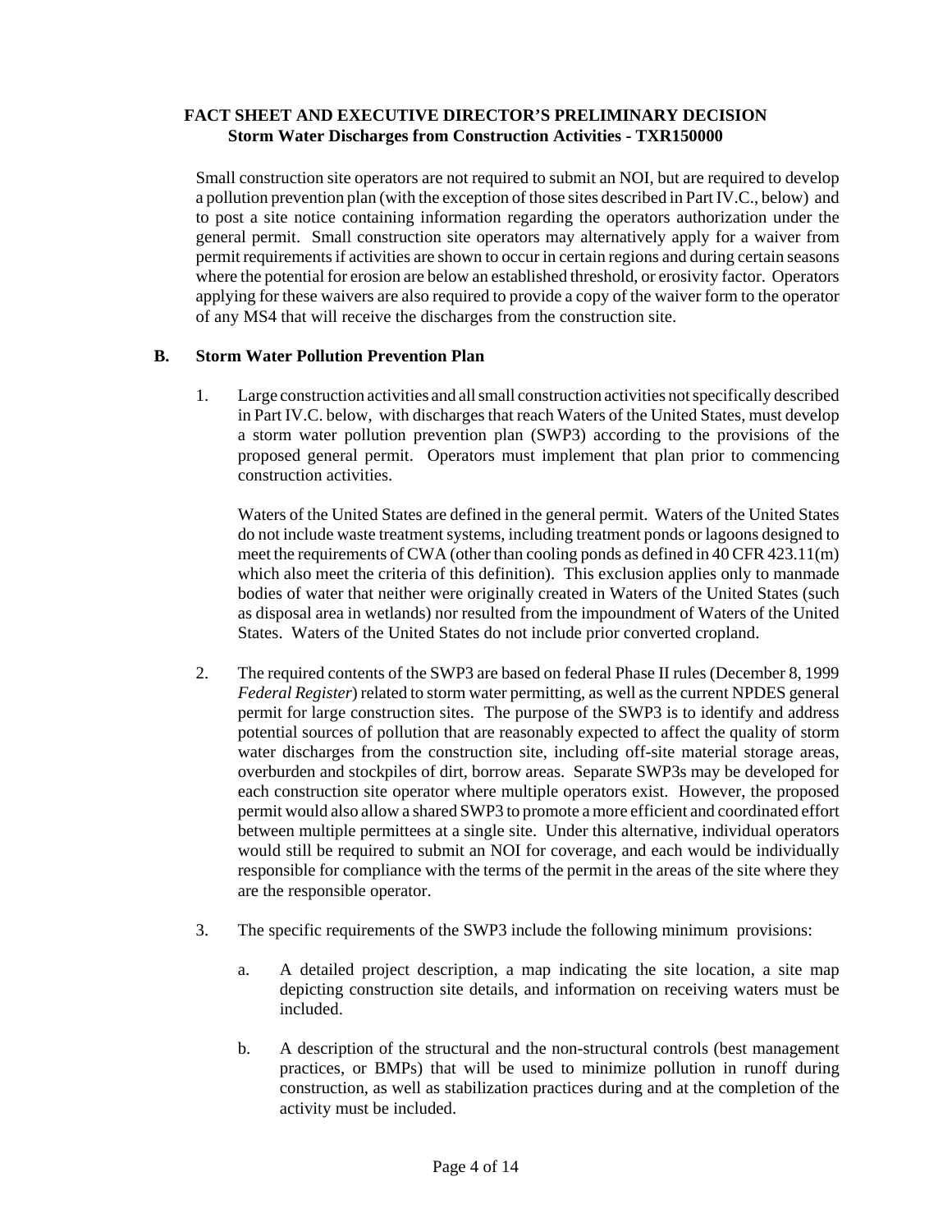**FACT SHEET AND EXECUTIVE DIRECTOR'S PRELIMINARY DECISION**
**Storm Water Discharges from Construction Activities - TXR150000**

Small construction site operators are not required to submit an NOI, but are required to develop a pollution prevention plan (with the exception of those sites described in Part IV.C., below) and to post a site notice containing information regarding the operators authorization under the general permit. Small construction site operators may alternatively apply for a waiver from permit requirements if activities are shown to occur in certain regions and during certain seasons where the potential for erosion are below an established threshold, or erosivity factor. Operators applying for these waivers are also required to provide a copy of the waiver form to the operator of any MS4 that will receive the discharges from the construction site.

### B. Storm Water Pollution Prevention Plan

1. Large construction activities and all small construction activities not specifically described in Part IV.C. below, with discharges that reach Waters of the United States, must develop a storm water pollution prevention plan (SWP3) according to the provisions of the proposed general permit. Operators must implement that plan prior to commencing construction activities.

   Waters of the United States are defined in the general permit. Waters of the United States do not include waste treatment systems, including treatment ponds or lagoons designed to meet the requirements of CWA (other than cooling ponds as defined in 40 CFR 423.11(m) which also meet the criteria of this definition). This exclusion applies only to manmade bodies of water that neither were originally created in Waters of the United States (such as disposal area in wetlands) nor resulted from the impoundment of Waters of the United States. Waters of the United States do not include prior converted cropland.

2. The required contents of the SWP3 are based on federal Phase II rules (December 8, 1999 *Federal Register*) related to storm water permitting, as well as the current NPDES general permit for large construction sites. The purpose of the SWP3 is to identify and address potential sources of pollution that are reasonably expected to affect the quality of storm water discharges from the construction site, including off-site material storage areas, overburden and stockpiles of dirt, borrow areas. Separate SWP3s may be developed for each construction site operator where multiple operators exist. However, the proposed permit would also allow a shared SWP3 to promote a more efficient and coordinated effort between multiple permittees at a single site. Under this alternative, individual operators would still be required to submit an NOI for coverage, and each would be individually responsible for compliance with the terms of the permit in the areas of the site where they are the responsible operator.

3. The specific requirements of the SWP3 include the following minimum provisions:

   a. A detailed project description, a map indicating the site location, a site map depicting construction site details, and information on receiving waters must be included.

   b. A description of the structural and the non-structural controls (best management practices, or BMPs) that will be used to minimize pollution in runoff during construction, as well as stabilization practices during and at the completion of the activity must be included.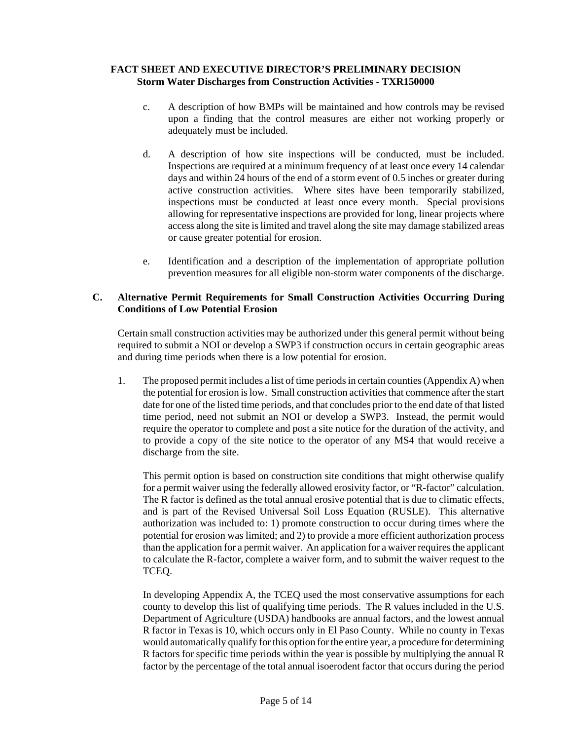c. A description of how BMPs will be maintained and how controls may be revised upon a finding that the control measures are either not working properly or adequately must be included.

d. A description of how site inspections will be conducted, must be included. Inspections are required at a minimum frequency of at least once every 14 calendar days and within 24 hours of the end of a storm event of 0.5 inches or greater during active construction activities. Where sites have been temporarily stabilized, inspections must be conducted at least once every month. Special provisions allowing for representative inspections are provided for long, linear projects where access along the site is limited and travel along the site may damage stabilized areas or cause greater potential for erosion.

e. Identification and a description of the implementation of appropriate pollution prevention measures for all eligible non-storm water components of the discharge.

## C. Alternative Permit Requirements for Small Construction Activities Occurring During Conditions of Low Potential Erosion

Certain small construction activities may be authorized under this general permit without being required to submit a NOI or develop a SWP3 if construction occurs in certain geographic areas and during time periods when there is a low potential for erosion.

1. The proposed permit includes a list of time periods in certain counties (Appendix A) when the potential for erosion is low. Small construction activities that commence after the start date for one of the listed time periods, and that concludes prior to the end date of that listed time period, need not submit an NOI or develop a SWP3. Instead, the permit would require the operator to complete and post a site notice for the duration of the activity, and to provide a copy of the site notice to the operator of any MS4 that would receive a discharge from the site.

   This permit option is based on construction site conditions that might otherwise qualify for a permit waiver using the federally allowed erosivity factor, or "R-factor" calculation. The R factor is defined as the total annual erosive potential that is due to climatic effects, and is part of the Revised Universal Soil Loss Equation (RUSLE). This alternative authorization was included to: 1) promote construction to occur during times where the potential for erosion was limited; and 2) to provide a more efficient authorization process than the application for a permit waiver. An application for a waiver requires the applicant to calculate the R-factor, complete a waiver form, and to submit the waiver request to the TCEQ.

   In developing Appendix A, the TCEQ used the most conservative assumptions for each county to develop this list of qualifying time periods. The R values included in the U.S. Department of Agriculture (USDA) handbooks are annual factors, and the lowest annual R factor in Texas is 10, which occurs only in El Paso County. While no county in Texas would automatically qualify for this option for the entire year, a procedure for determining R factors for specific time periods within the year is possible by multiplying the annual R factor by the percentage of the total annual isoerodent factor that occurs during the period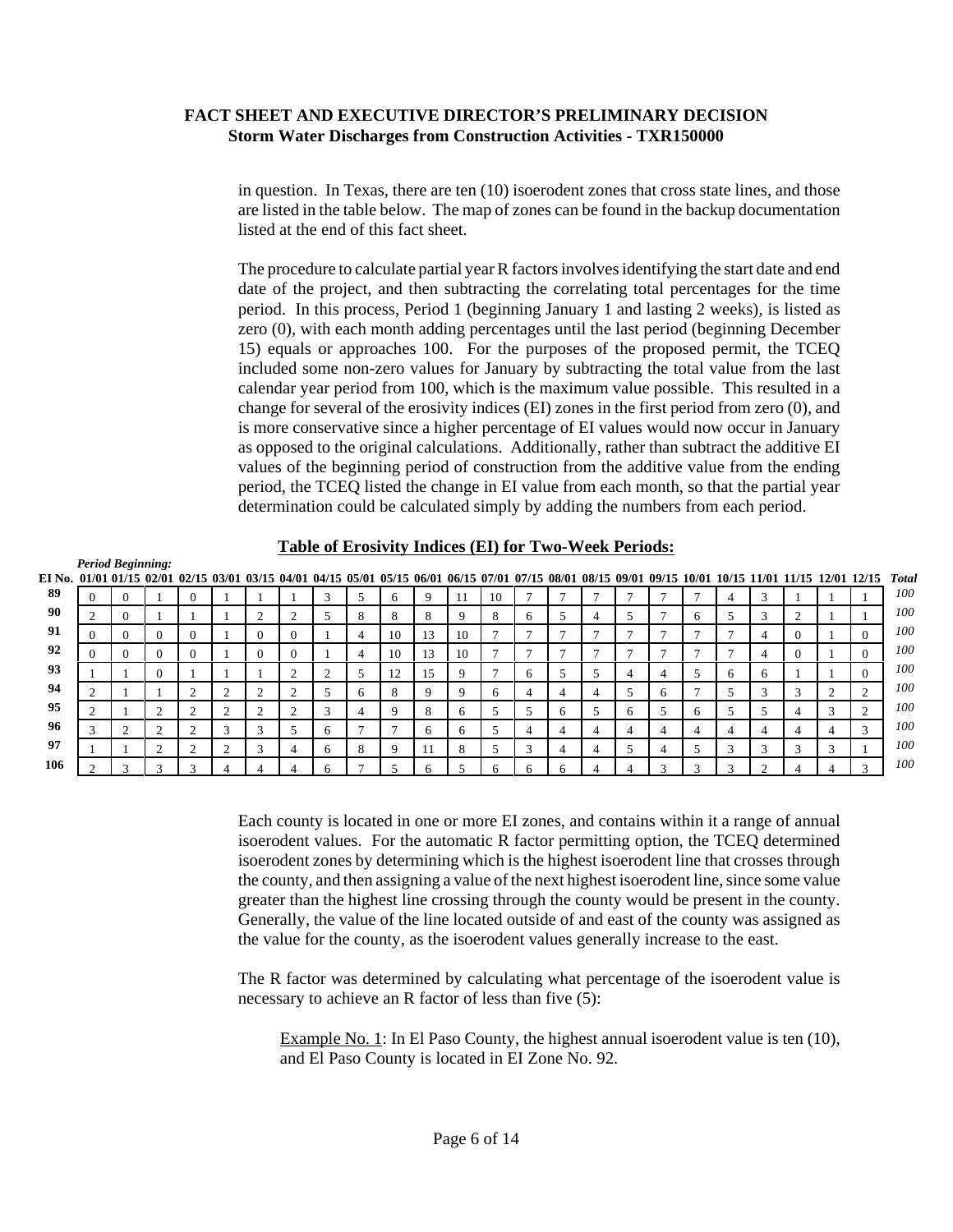in question. In Texas, there are ten (10) isoerodent zones that cross state lines, and those are listed in the table below. The map of zones can be found in the backup documentation listed at the end of this fact sheet.

The procedure to calculate partial year R factors involves identifying the start date and end date of the project, and then subtracting the correlating total percentages for the time period. In this process, Period 1 (beginning January 1 and lasting 2 weeks), is listed as zero (0), with each month adding percentages until the last period (beginning December 15) equals or approaches 100. For the purposes of the proposed permit, the TCEQ included some non-zero values for January by subtracting the total value from the last calendar year period from 100, which is the maximum value possible. This resulted in a change for several of the erosivity indices (EI) zones in the first period from zero (0), and is more conservative since a higher percentage of EI values would now occur in January as opposed to the original calculations. Additionally, rather than subtract the additive EI values of the beginning period of construction from the additive value from the ending period, the TCEQ listed the change in EI value from each month, so that the partial year determination could be calculated simply by adding the numbers from each period.

**Table of Erosivity Indices (EI) for Two-Week Periods:**

| | *Period Beginning:* | | | | | | | | | | | | | | | | | | | | | | | | | | |
|---|---|---|---|---|---|---|---|---|---|---|---|---|---|---|---|---|---|---|---|---|---|---|---|---|---|---|---|
| **EI No.** | **01/01** | **01/15** | **02/01** | **02/15** | **03/01** | **03/15** | **04/01** | **04/15** | **05/01** | **05/15** | **06/01** | **06/15** | **07/01** | **07/15** | **08/01** | **08/15** | **09/01** | **09/15** | **10/01** | **10/15** | **11/01** | **11/15** | **12/01** | **12/15** | ***Total*** |
| **89** | 0 | 0 | 1 | 0 | 1 | 1 | 1 | 3 | 5 | 6 | 9 | 11 | 10 | 7 | 7 | 7 | 7 | 7 | 7 | 4 | 3 | 1 | 1 | 1 | *100* |
| **90** | 2 | 0 | 1 | 1 | 1 | 2 | 2 | 5 | 8 | 8 | 8 | 9 | 8 | 6 | 5 | 4 | 5 | 7 | 6 | 5 | 3 | 2 | 1 | 1 | *100* |
| **91** | 0 | 0 | 0 | 0 | 1 | 0 | 0 | 1 | 4 | 10 | 13 | 10 | 7 | 7 | 7 | 7 | 7 | 7 | 7 | 7 | 4 | 0 | 1 | 0 | *100* |
| **92** | 0 | 0 | 0 | 0 | 1 | 0 | 0 | 1 | 4 | 10 | 13 | 10 | 7 | 7 | 7 | 7 | 7 | 7 | 7 | 7 | 4 | 0 | 1 | 0 | *100* |
| **93** | 1 | 1 | 0 | 1 | 1 | 1 | 2 | 2 | 5 | 12 | 15 | 9 | 7 | 6 | 5 | 5 | 4 | 4 | 5 | 6 | 6 | 1 | 1 | 0 | *100* |
| **94** | 2 | 1 | 1 | 2 | 2 | 2 | 2 | 5 | 6 | 8 | 9 | 9 | 6 | 4 | 4 | 4 | 5 | 6 | 7 | 5 | 3 | 3 | 2 | 2 | *100* |
| **95** | 2 | 1 | 2 | 2 | 2 | 2 | 2 | 3 | 4 | 9 | 8 | 6 | 5 | 5 | 6 | 5 | 6 | 5 | 6 | 5 | 5 | 4 | 3 | 2 | *100* |
| **96** | 3 | 2 | 2 | 2 | 3 | 3 | 5 | 6 | 7 | 7 | 6 | 6 | 5 | 4 | 4 | 4 | 4 | 4 | 4 | 4 | 4 | 4 | 4 | 3 | *100* |
| **97** | 1 | 1 | 2 | 2 | 2 | 3 | 4 | 6 | 8 | 9 | 11 | 8 | 5 | 3 | 4 | 4 | 5 | 4 | 5 | 3 | 3 | 3 | 3 | 1 | *100* |
| **106** | 2 | 3 | 3 | 3 | 4 | 4 | 4 | 6 | 7 | 5 | 6 | 5 | 6 | 6 | 6 | 4 | 4 | 3 | 3 | 3 | 2 | 4 | 4 | 3 | *100* |

Each county is located in one or more EI zones, and contains within it a range of annual isoerodent values. For the automatic R factor permitting option, the TCEQ determined isoerodent zones by determining which is the highest isoerodent line that crosses through the county, and then assigning a value of the next highest isoerodent line, since some value greater than the highest line crossing through the county would be present in the county. Generally, the value of the line located outside of and east of the county was assigned as the value for the county, as the isoerodent values generally increase to the east.

The R factor was determined by calculating what percentage of the isoerodent value is necessary to achieve an R factor of less than five (5):

> Example No. 1: In El Paso County, the highest annual isoerodent value is ten (10), and El Paso County is located in EI Zone No. 92.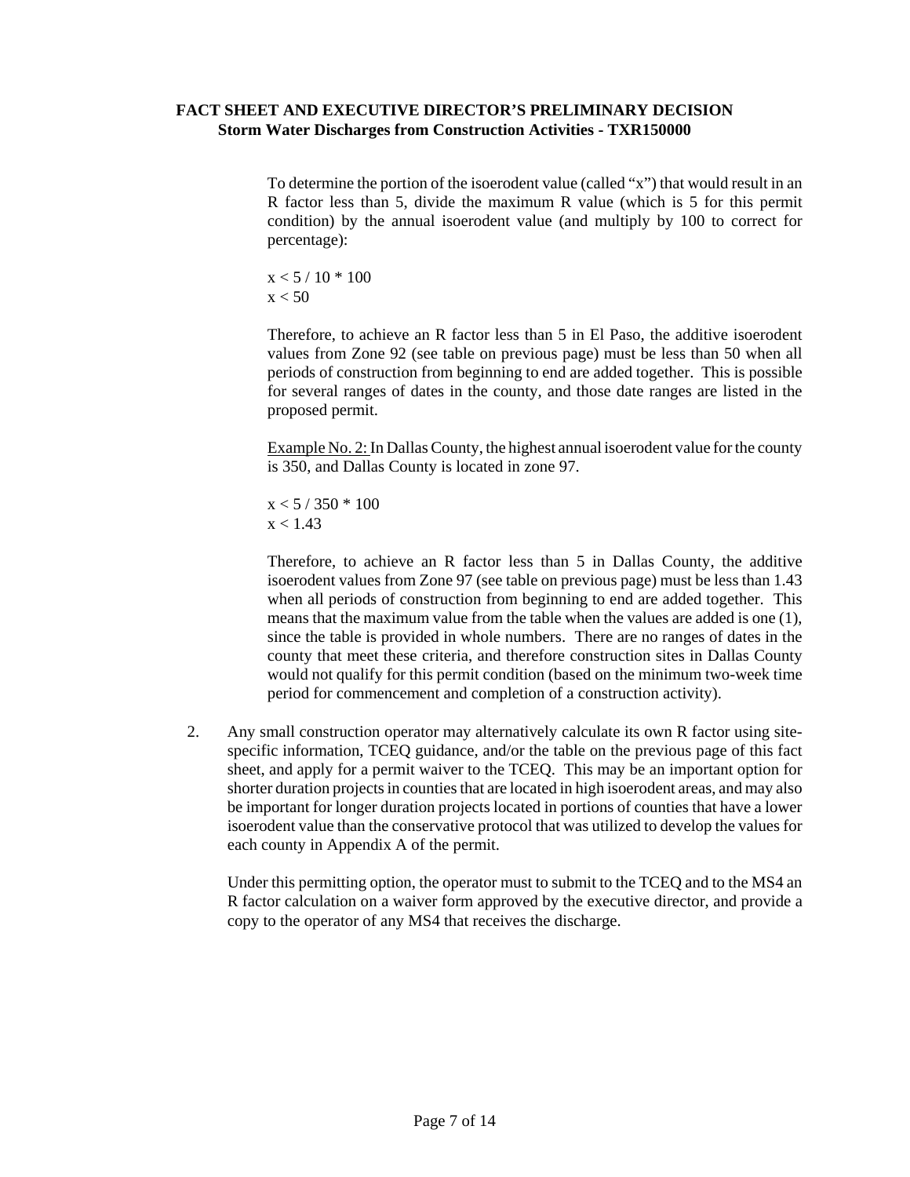To determine the portion of the isoerodent value (called "x") that would result in an R factor less than 5, divide the maximum R value (which is 5 for this permit condition) by the annual isoerodent value (and multiply by 100 to correct for percentage):

$x < 5 / 10 * 100$
$x < 50$

Therefore, to achieve an R factor less than 5 in El Paso, the additive isoerodent values from Zone 92 (see table on previous page) must be less than 50 when all periods of construction from beginning to end are added together. This is possible for several ranges of dates in the county, and those date ranges are listed in the proposed permit.

Example No. 2: In Dallas County, the highest annual isoerodent value for the county is 350, and Dallas County is located in zone 97.

$x < 5 / 350 * 100$
$x < 1.43$

Therefore, to achieve an R factor less than 5 in Dallas County, the additive isoerodent values from Zone 97 (see table on previous page) must be less than 1.43 when all periods of construction from beginning to end are added together. This means that the maximum value from the table when the values are added is one (1), since the table is provided in whole numbers. There are no ranges of dates in the county that meet these criteria, and therefore construction sites in Dallas County would not qualify for this permit condition (based on the minimum two-week time period for commencement and completion of a construction activity).

2. Any small construction operator may alternatively calculate its own R factor using site-specific information, TCEQ guidance, and/or the table on the previous page of this fact sheet, and apply for a permit waiver to the TCEQ. This may be an important option for shorter duration projects in counties that are located in high isoerodent areas, and may also be important for longer duration projects located in portions of counties that have a lower isoerodent value than the conservative protocol that was utilized to develop the values for each county in Appendix A of the permit.

   Under this permitting option, the operator must to submit to the TCEQ and to the MS4 an R factor calculation on a waiver form approved by the executive director, and provide a copy to the operator of any MS4 that receives the discharge.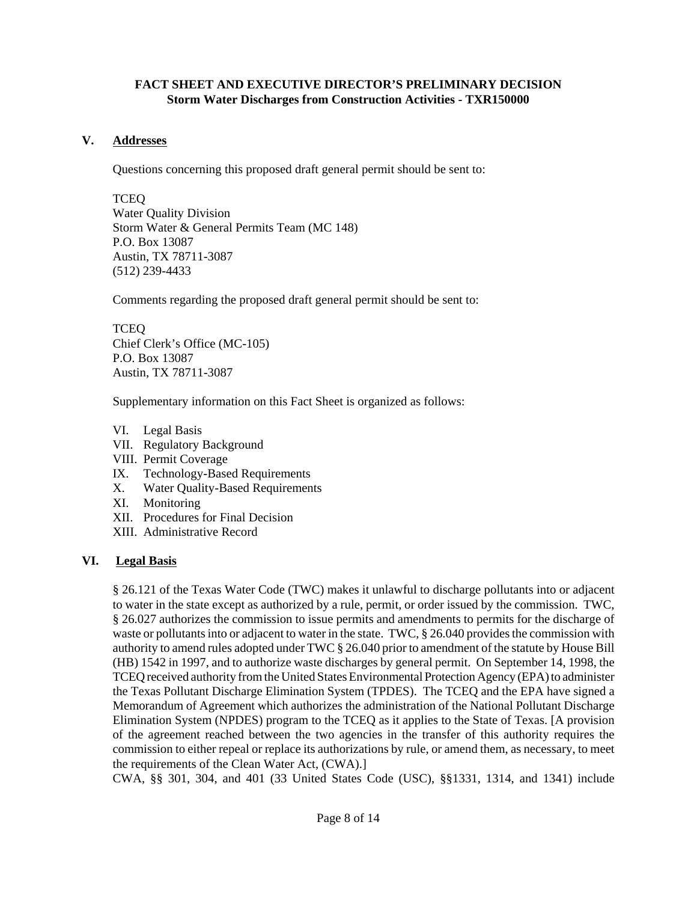## V. Addresses

Questions concerning this proposed draft general permit should be sent to:

TCEQ
Water Quality Division
Storm Water & General Permits Team (MC 148)
P.O. Box 13087
Austin, TX 78711-3087
(512) 239-4433

Comments regarding the proposed draft general permit should be sent to:

TCEQ
Chief Clerk's Office (MC-105)
P.O. Box 13087
Austin, TX 78711-3087

Supplementary information on this Fact Sheet is organized as follows:

- VI. Legal Basis
- VII. Regulatory Background
- VIII. Permit Coverage
- IX. Technology-Based Requirements
- X. Water Quality-Based Requirements
- XI. Monitoring
- XII. Procedures for Final Decision
- XIII. Administrative Record

## VI. Legal Basis

§ 26.121 of the Texas Water Code (TWC) makes it unlawful to discharge pollutants into or adjacent to water in the state except as authorized by a rule, permit, or order issued by the commission. TWC, § 26.027 authorizes the commission to issue permits and amendments to permits for the discharge of waste or pollutants into or adjacent to water in the state. TWC, § 26.040 provides the commission with authority to amend rules adopted under TWC § 26.040 prior to amendment of the statute by House Bill (HB) 1542 in 1997, and to authorize waste discharges by general permit. On September 14, 1998, the TCEQ received authority from the United States Environmental Protection Agency (EPA) to administer the Texas Pollutant Discharge Elimination System (TPDES). The TCEQ and the EPA have signed a Memorandum of Agreement which authorizes the administration of the National Pollutant Discharge Elimination System (NPDES) program to the TCEQ as it applies to the State of Texas. [A provision of the agreement reached between the two agencies in the transfer of this authority requires the commission to either repeal or replace its authorizations by rule, or amend them, as necessary, to meet the requirements of the Clean Water Act, (CWA).]

CWA, §§ 301, 304, and 401 (33 United States Code (USC), §§1331, 1314, and 1341) include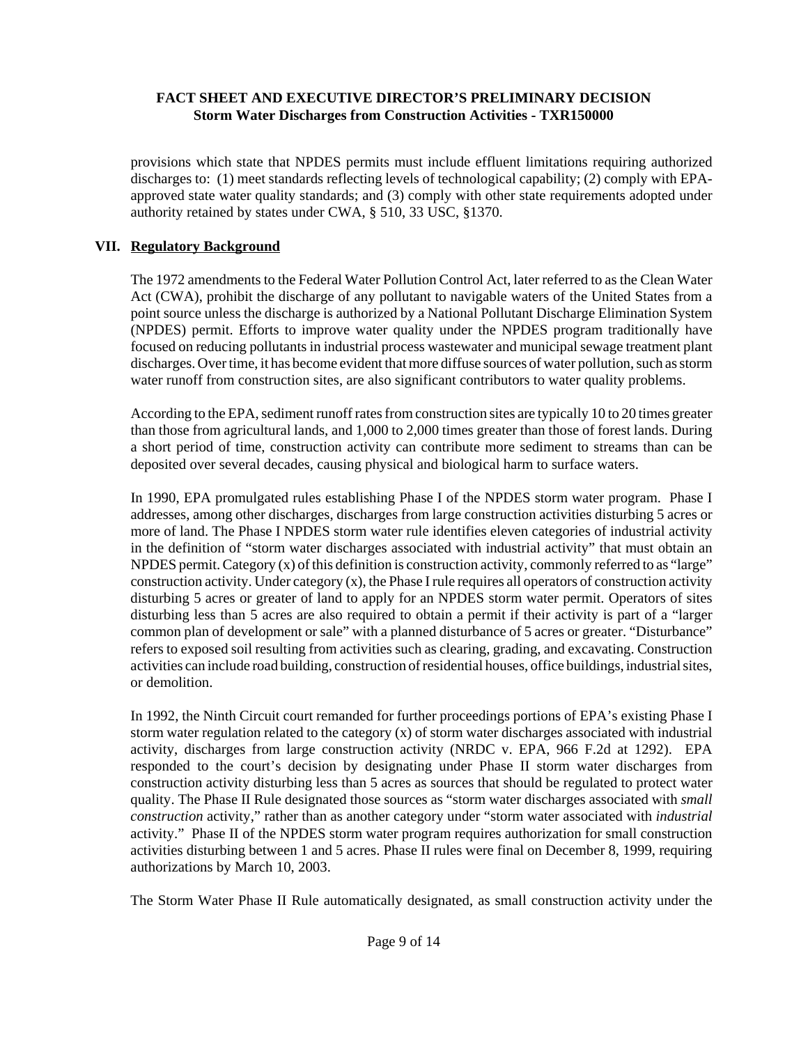provisions which state that NPDES permits must include effluent limitations requiring authorized discharges to: (1) meet standards reflecting levels of technological capability; (2) comply with EPA-approved state water quality standards; and (3) comply with other state requirements adopted under authority retained by states under CWA, § 510, 33 USC, §1370.

## VII. Regulatory Background

The 1972 amendments to the Federal Water Pollution Control Act, later referred to as the Clean Water Act (CWA), prohibit the discharge of any pollutant to navigable waters of the United States from a point source unless the discharge is authorized by a National Pollutant Discharge Elimination System (NPDES) permit. Efforts to improve water quality under the NPDES program traditionally have focused on reducing pollutants in industrial process wastewater and municipal sewage treatment plant discharges. Over time, it has become evident that more diffuse sources of water pollution, such as storm water runoff from construction sites, are also significant contributors to water quality problems.

According to the EPA, sediment runoff rates from construction sites are typically 10 to 20 times greater than those from agricultural lands, and 1,000 to 2,000 times greater than those of forest lands. During a short period of time, construction activity can contribute more sediment to streams than can be deposited over several decades, causing physical and biological harm to surface waters.

In 1990, EPA promulgated rules establishing Phase I of the NPDES storm water program. Phase I addresses, among other discharges, discharges from large construction activities disturbing 5 acres or more of land. The Phase I NPDES storm water rule identifies eleven categories of industrial activity in the definition of "storm water discharges associated with industrial activity" that must obtain an NPDES permit. Category (x) of this definition is construction activity, commonly referred to as "large" construction activity. Under category (x), the Phase I rule requires all operators of construction activity disturbing 5 acres or greater of land to apply for an NPDES storm water permit. Operators of sites disturbing less than 5 acres are also required to obtain a permit if their activity is part of a "larger common plan of development or sale" with a planned disturbance of 5 acres or greater. "Disturbance" refers to exposed soil resulting from activities such as clearing, grading, and excavating. Construction activities can include road building, construction of residential houses, office buildings, industrial sites, or demolition.

In 1992, the Ninth Circuit court remanded for further proceedings portions of EPA's existing Phase I storm water regulation related to the category (x) of storm water discharges associated with industrial activity, discharges from large construction activity (NRDC v. EPA, 966 F.2d at 1292). EPA responded to the court's decision by designating under Phase II storm water discharges from construction activity disturbing less than 5 acres as sources that should be regulated to protect water quality. The Phase II Rule designated those sources as "storm water discharges associated with *small construction* activity," rather than as another category under "storm water associated with *industrial* activity." Phase II of the NPDES storm water program requires authorization for small construction activities disturbing between 1 and 5 acres. Phase II rules were final on December 8, 1999, requiring authorizations by March 10, 2003.

The Storm Water Phase II Rule automatically designated, as small construction activity under the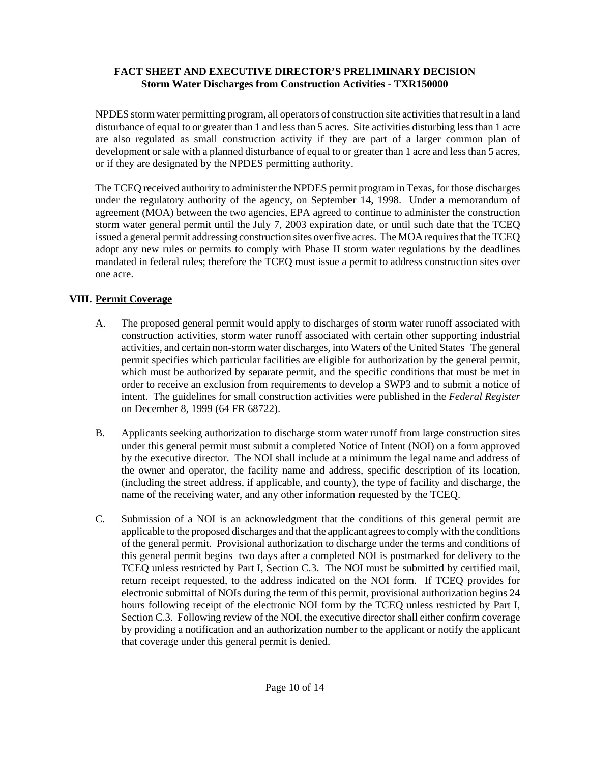NPDES storm water permitting program, all operators of construction site activities that result in a land disturbance of equal to or greater than 1 and less than 5 acres. Site activities disturbing less than 1 acre are also regulated as small construction activity if they are part of a larger common plan of development or sale with a planned disturbance of equal to or greater than 1 acre and less than 5 acres, or if they are designated by the NPDES permitting authority.

The TCEQ received authority to administer the NPDES permit program in Texas, for those discharges under the regulatory authority of the agency, on September 14, 1998. Under a memorandum of agreement (MOA) between the two agencies, EPA agreed to continue to administer the construction storm water general permit until the July 7, 2003 expiration date, or until such date that the TCEQ issued a general permit addressing construction sites over five acres. The MOA requires that the TCEQ adopt any new rules or permits to comply with Phase II storm water regulations by the deadlines mandated in federal rules; therefore the TCEQ must issue a permit to address construction sites over one acre.

## VIII. Permit Coverage

A. The proposed general permit would apply to discharges of storm water runoff associated with construction activities, storm water runoff associated with certain other supporting industrial activities, and certain non-storm water discharges, into Waters of the United States The general permit specifies which particular facilities are eligible for authorization by the general permit, which must be authorized by separate permit, and the specific conditions that must be met in order to receive an exclusion from requirements to develop a SWP3 and to submit a notice of intent. The guidelines for small construction activities were published in the *Federal Register* on December 8, 1999 (64 FR 68722).

B. Applicants seeking authorization to discharge storm water runoff from large construction sites under this general permit must submit a completed Notice of Intent (NOI) on a form approved by the executive director. The NOI shall include at a minimum the legal name and address of the owner and operator, the facility name and address, specific description of its location, (including the street address, if applicable, and county), the type of facility and discharge, the name of the receiving water, and any other information requested by the TCEQ.

C. Submission of a NOI is an acknowledgment that the conditions of this general permit are applicable to the proposed discharges and that the applicant agrees to comply with the conditions of the general permit. Provisional authorization to discharge under the terms and conditions of this general permit begins two days after a completed NOI is postmarked for delivery to the TCEQ unless restricted by Part I, Section C.3. The NOI must be submitted by certified mail, return receipt requested, to the address indicated on the NOI form. If TCEQ provides for electronic submittal of NOIs during the term of this permit, provisional authorization begins 24 hours following receipt of the electronic NOI form by the TCEQ unless restricted by Part I, Section C.3. Following review of the NOI, the executive director shall either confirm coverage by providing a notification and an authorization number to the applicant or notify the applicant that coverage under this general permit is denied.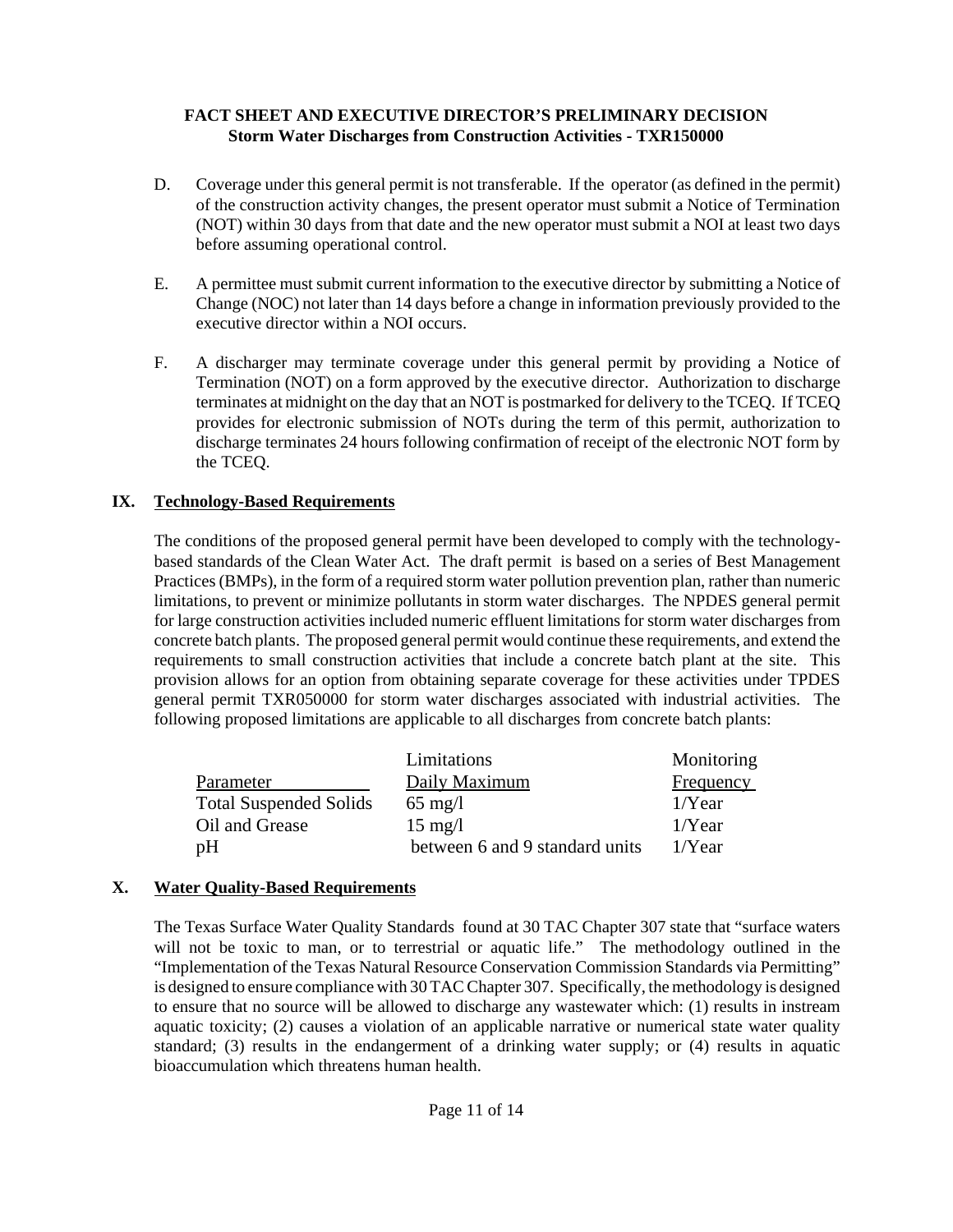D. Coverage under this general permit is not transferable. If the operator (as defined in the permit) of the construction activity changes, the present operator must submit a Notice of Termination (NOT) within 30 days from that date and the new operator must submit a NOI at least two days before assuming operational control.

E. A permittee must submit current information to the executive director by submitting a Notice of Change (NOC) not later than 14 days before a change in information previously provided to the executive director within a NOI occurs.

F. A discharger may terminate coverage under this general permit by providing a Notice of Termination (NOT) on a form approved by the executive director. Authorization to discharge terminates at midnight on the day that an NOT is postmarked for delivery to the TCEQ. If TCEQ provides for electronic submission of NOTs during the term of this permit, authorization to discharge terminates 24 hours following confirmation of receipt of the electronic NOT form by the TCEQ.

## IX. Technology-Based Requirements

The conditions of the proposed general permit have been developed to comply with the technology-based standards of the Clean Water Act. The draft permit is based on a series of Best Management Practices (BMPs), in the form of a required storm water pollution prevention plan, rather than numeric limitations, to prevent or minimize pollutants in storm water discharges. The NPDES general permit for large construction activities included numeric effluent limitations for storm water discharges from concrete batch plants. The proposed general permit would continue these requirements, and extend the requirements to small construction activities that include a concrete batch plant at the site. This provision allows for an option from obtaining separate coverage for these activities under TPDES general permit TXR050000 for storm water discharges associated with industrial activities. The following proposed limitations are applicable to all discharges from concrete batch plants:

| Parameter | Limitations<br>Daily Maximum | Monitoring<br>Frequency |
|---|---|---|
| Total Suspended Solids | 65 mg/l | 1/Year |
| Oil and Grease | 15 mg/l | 1/Year |
| pH | between 6 and 9 standard units | 1/Year |

## X. Water Quality-Based Requirements

The Texas Surface Water Quality Standards found at 30 TAC Chapter 307 state that "surface waters will not be toxic to man, or to terrestrial or aquatic life." The methodology outlined in the "Implementation of the Texas Natural Resource Conservation Commission Standards via Permitting" is designed to ensure compliance with 30 TAC Chapter 307. Specifically, the methodology is designed to ensure that no source will be allowed to discharge any wastewater which: (1) results in instream aquatic toxicity; (2) causes a violation of an applicable narrative or numerical state water quality standard; (3) results in the endangerment of a drinking water supply; or (4) results in aquatic bioaccumulation which threatens human health.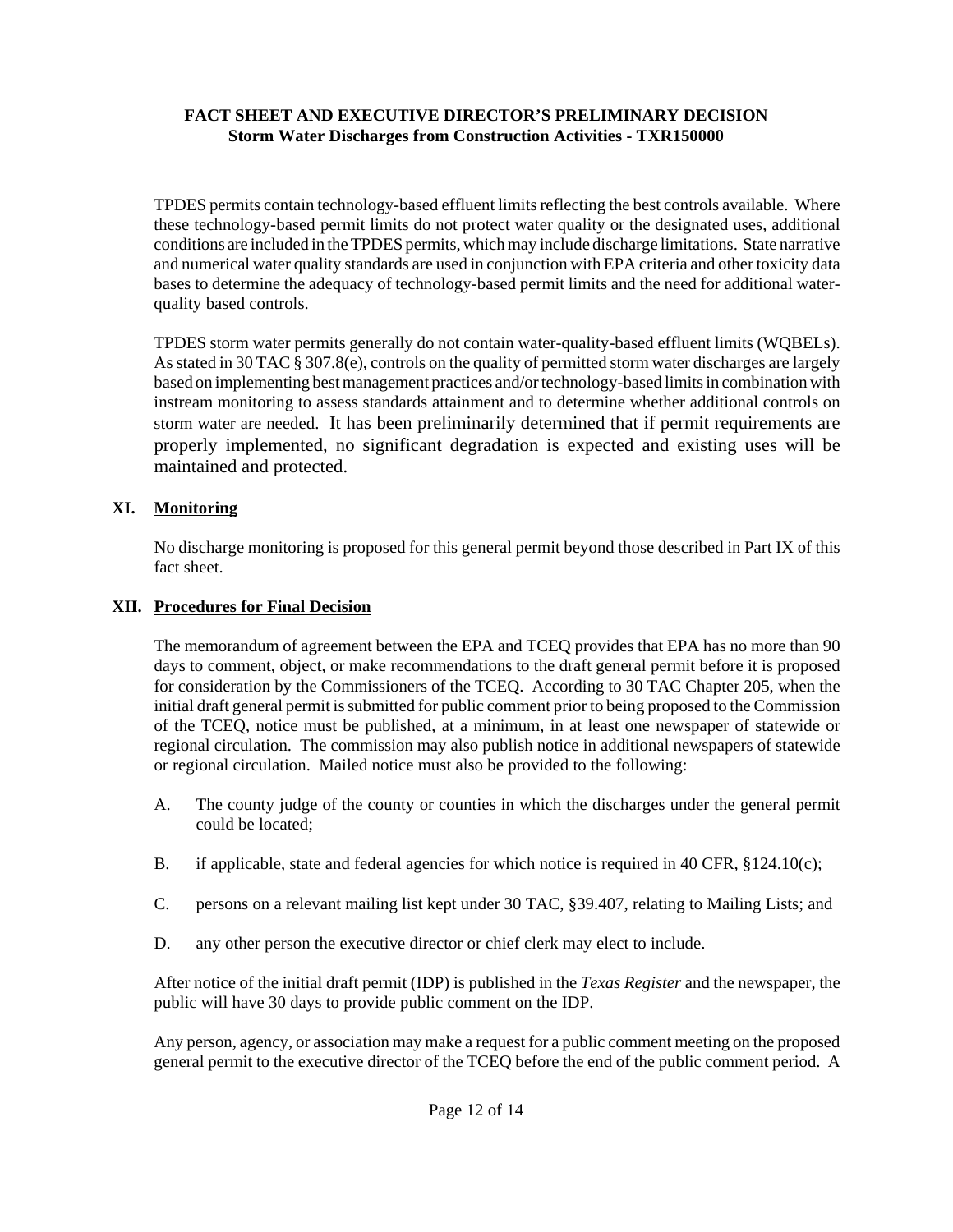TPDES permits contain technology-based effluent limits reflecting the best controls available. Where these technology-based permit limits do not protect water quality or the designated uses, additional conditions are included in the TPDES permits, which may include discharge limitations. State narrative and numerical water quality standards are used in conjunction with EPA criteria and other toxicity data bases to determine the adequacy of technology-based permit limits and the need for additional water-quality based controls.

TPDES storm water permits generally do not contain water-quality-based effluent limits (WQBELs). As stated in 30 TAC § 307.8(e), controls on the quality of permitted storm water discharges are largely based on implementing best management practices and/or technology-based limits in combination with instream monitoring to assess standards attainment and to determine whether additional controls on storm water are needed. It has been preliminarily determined that if permit requirements are properly implemented, no significant degradation is expected and existing uses will be maintained and protected.

## XI. Monitoring

No discharge monitoring is proposed for this general permit beyond those described in Part IX of this fact sheet.

## XII. Procedures for Final Decision

The memorandum of agreement between the EPA and TCEQ provides that EPA has no more than 90 days to comment, object, or make recommendations to the draft general permit before it is proposed for consideration by the Commissioners of the TCEQ. According to 30 TAC Chapter 205, when the initial draft general permit is submitted for public comment prior to being proposed to the Commission of the TCEQ, notice must be published, at a minimum, in at least one newspaper of statewide or regional circulation. The commission may also publish notice in additional newspapers of statewide or regional circulation. Mailed notice must also be provided to the following:

A. The county judge of the county or counties in which the discharges under the general permit could be located;

B. if applicable, state and federal agencies for which notice is required in 40 CFR, §124.10(c);

C. persons on a relevant mailing list kept under 30 TAC, §39.407, relating to Mailing Lists; and

D. any other person the executive director or chief clerk may elect to include.

After notice of the initial draft permit (IDP) is published in the *Texas Register* and the newspaper, the public will have 30 days to provide public comment on the IDP.

Any person, agency, or association may make a request for a public comment meeting on the proposed general permit to the executive director of the TCEQ before the end of the public comment period. A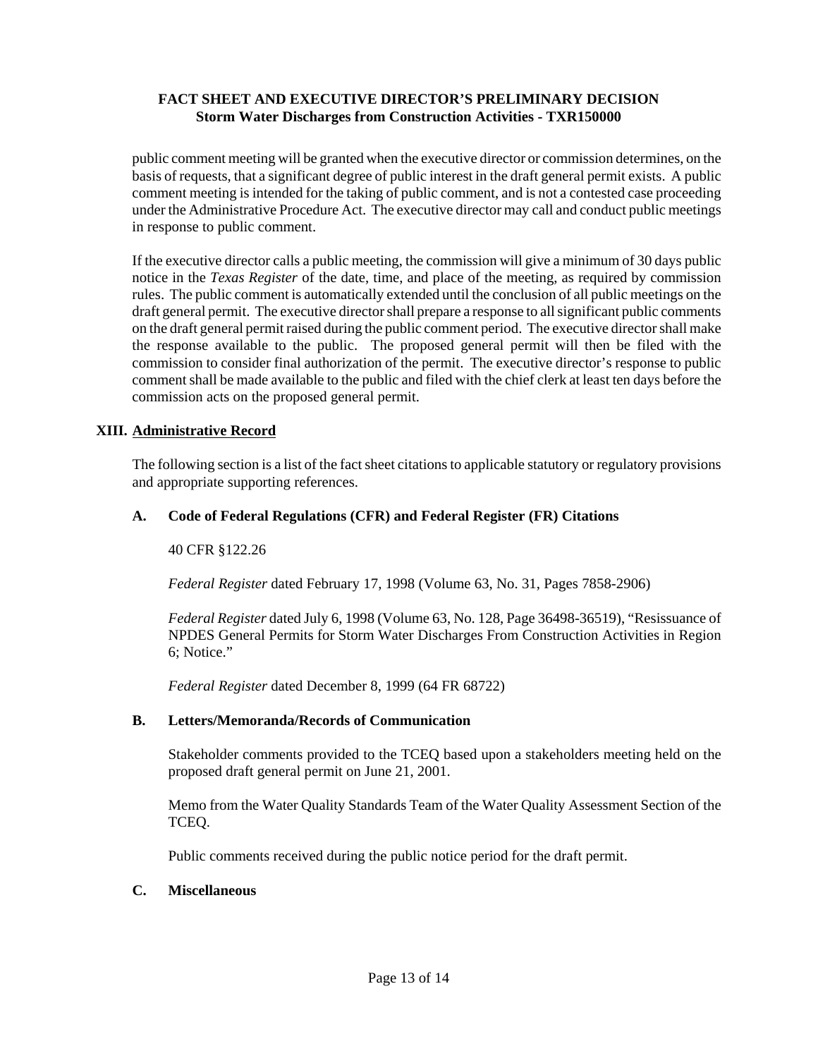public comment meeting will be granted when the executive director or commission determines, on the basis of requests, that a significant degree of public interest in the draft general permit exists. A public comment meeting is intended for the taking of public comment, and is not a contested case proceeding under the Administrative Procedure Act. The executive director may call and conduct public meetings in response to public comment.

If the executive director calls a public meeting, the commission will give a minimum of 30 days public notice in the *Texas Register* of the date, time, and place of the meeting, as required by commission rules. The public comment is automatically extended until the conclusion of all public meetings on the draft general permit. The executive director shall prepare a response to all significant public comments on the draft general permit raised during the public comment period. The executive director shall make the response available to the public. The proposed general permit will then be filed with the commission to consider final authorization of the permit. The executive director's response to public comment shall be made available to the public and filed with the chief clerk at least ten days before the commission acts on the proposed general permit.

## XIII. Administrative Record

The following section is a list of the fact sheet citations to applicable statutory or regulatory provisions and appropriate supporting references.

### A. Code of Federal Regulations (CFR) and Federal Register (FR) Citations

40 CFR §122.26

*Federal Register* dated February 17, 1998 (Volume 63, No. 31, Pages 7858-2906)

*Federal Register* dated July 6, 1998 (Volume 63, No. 128, Page 36498-36519), "Resissuance of NPDES General Permits for Storm Water Discharges From Construction Activities in Region 6; Notice."

*Federal Register* dated December 8, 1999 (64 FR 68722)

### B. Letters/Memoranda/Records of Communication

Stakeholder comments provided to the TCEQ based upon a stakeholders meeting held on the proposed draft general permit on June 21, 2001.

Memo from the Water Quality Standards Team of the Water Quality Assessment Section of the TCEQ.

Public comments received during the public notice period for the draft permit.

### C. Miscellaneous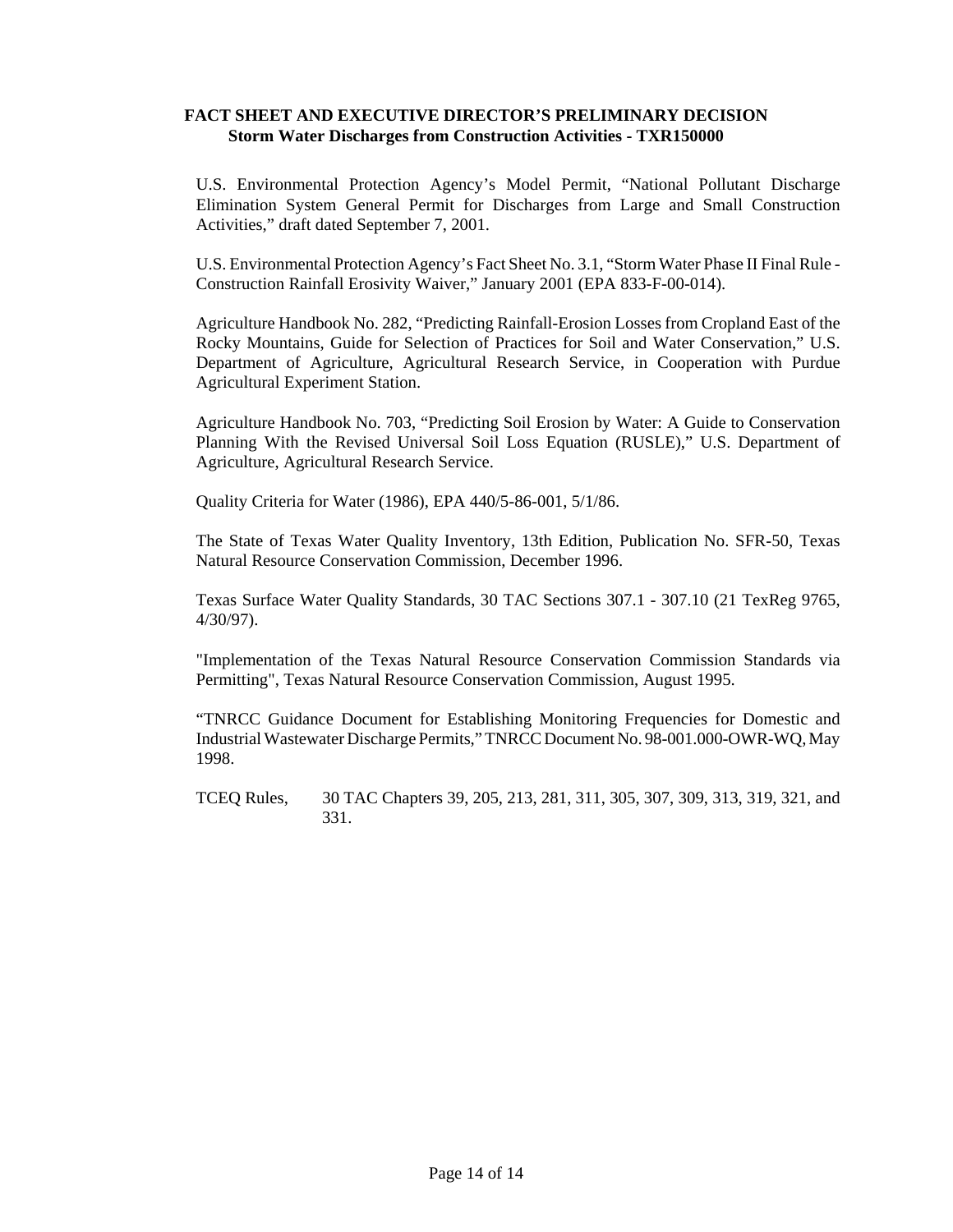U.S. Environmental Protection Agency's Model Permit, "National Pollutant Discharge Elimination System General Permit for Discharges from Large and Small Construction Activities," draft dated September 7, 2001.

U.S. Environmental Protection Agency's Fact Sheet No. 3.1, "Storm Water Phase II Final Rule - Construction Rainfall Erosivity Waiver," January 2001 (EPA 833-F-00-014).

Agriculture Handbook No. 282, "Predicting Rainfall-Erosion Losses from Cropland East of the Rocky Mountains, Guide for Selection of Practices for Soil and Water Conservation," U.S. Department of Agriculture, Agricultural Research Service, in Cooperation with Purdue Agricultural Experiment Station.

Agriculture Handbook No. 703, "Predicting Soil Erosion by Water: A Guide to Conservation Planning With the Revised Universal Soil Loss Equation (RUSLE)," U.S. Department of Agriculture, Agricultural Research Service.

Quality Criteria for Water (1986), EPA 440/5-86-001, 5/1/86.

The State of Texas Water Quality Inventory, 13th Edition, Publication No. SFR-50, Texas Natural Resource Conservation Commission, December 1996.

Texas Surface Water Quality Standards, 30 TAC Sections 307.1 - 307.10 (21 TexReg 9765, 4/30/97).

"Implementation of the Texas Natural Resource Conservation Commission Standards via Permitting", Texas Natural Resource Conservation Commission, August 1995.

"TNRCC Guidance Document for Establishing Monitoring Frequencies for Domestic and Industrial Wastewater Discharge Permits," TNRCC Document No. 98-001.000-OWR-WQ, May 1998.

TCEQ Rules, 30 TAC Chapters 39, 205, 213, 281, 311, 305, 307, 309, 313, 319, 321, and 331.